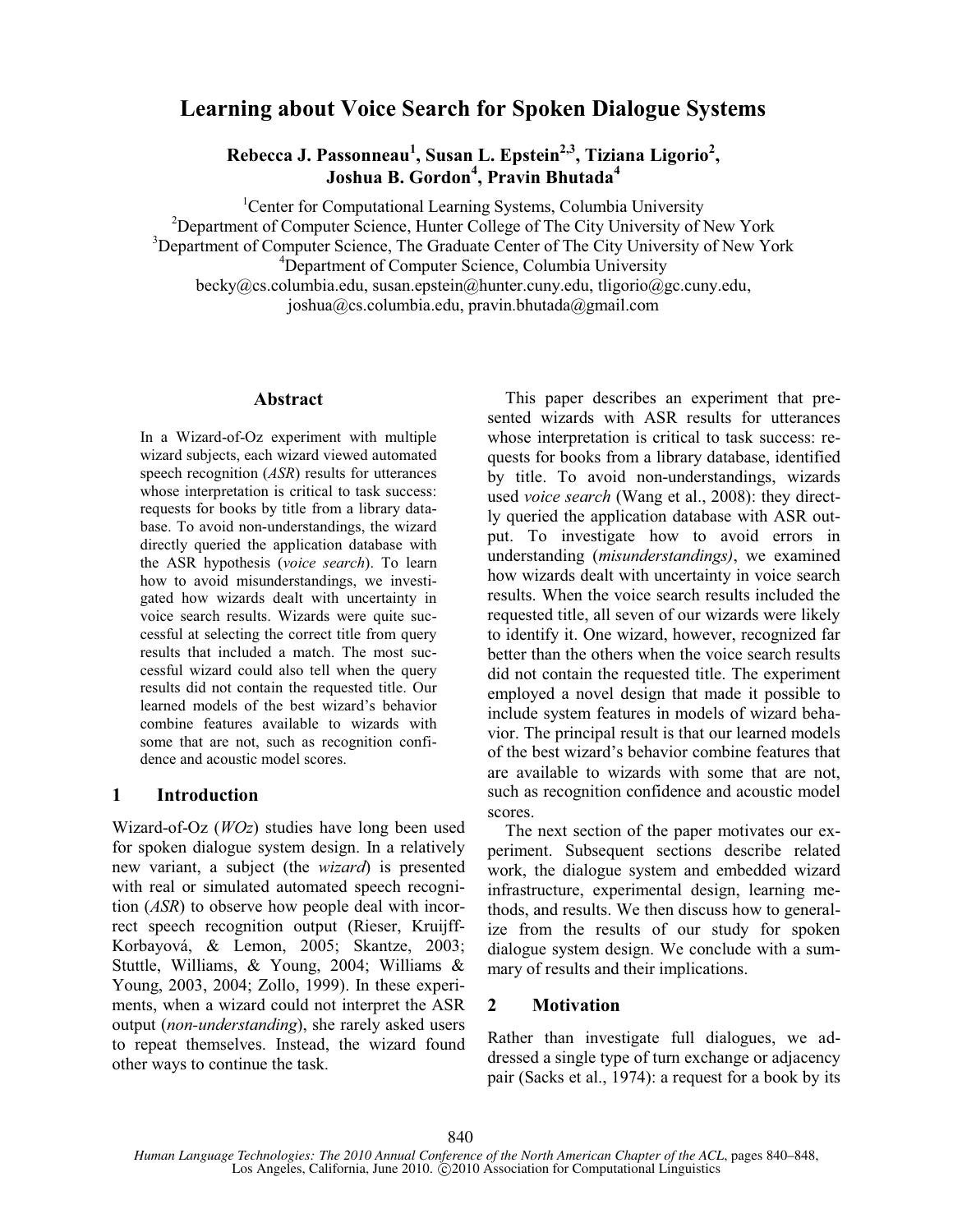# Learning about Voice Search for Spoken Dialogue Systems

**Rebecca J. Passonneau[1], Susan L. Epstein[2,3], Tiziana Ligorio[2], Joshua B. Gordon[4], Pravin Bhutada[4]**

[1]Center for Computational Learning Systems, Columbia University
[2]Department of Computer Science, Hunter College of The City University of New York
[3]Department of Computer Science, The Graduate Center of The City University of New York
[4]Department of Computer Science, Columbia University
becky@cs.columbia.edu, susan.epstein@hunter.cuny.edu, tligorio@gc.cuny.edu, joshua@cs.columbia.edu, pravin.bhutada@gmail.com

## Abstract

In a Wizard-of-Oz experiment with multiple wizard subjects, each wizard viewed automated speech recognition (*ASR*) results for utterances whose interpretation is critical to task success: requests for books by title from a library database. To avoid non-understandings, the wizard directly queried the application database with the ASR hypothesis (*voice search*). To learn how to avoid misunderstandings, we investigated how wizards dealt with uncertainty in voice search results. Wizards were quite successful at selecting the correct title from query results that included a match. The most successful wizard could also tell when the query results did not contain the requested title. Our learned models of the best wizard's behavior combine features available to wizards with some that are not, such as recognition confidence and acoustic model scores.

## 1 Introduction

Wizard-of-Oz (*WOz*) studies have long been used for spoken dialogue system design. In a relatively new variant, a subject (the *wizard*) is presented with real or simulated automated speech recognition (*ASR*) to observe how people deal with incorrect speech recognition output (Rieser, Kruijff-Korbayová, & Lemon, 2005; Skantze, 2003; Stuttle, Williams, & Young, 2004; Williams & Young, 2003, 2004; Zollo, 1999). In these experiments, when a wizard could not interpret the ASR output (*non-understanding*), she rarely asked users to repeat themselves. Instead, the wizard found other ways to continue the task.

This paper describes an experiment that presented wizards with ASR results for utterances whose interpretation is critical to task success: requests for books from a library database, identified by title. To avoid non-understandings, wizards used *voice search* (Wang et al., 2008): they directly queried the application database with ASR output. To investigate how to avoid errors in understanding (*misunderstandings)*, we examined how wizards dealt with uncertainty in voice search results. When the voice search results included the requested title, all seven of our wizards were likely to identify it. One wizard, however, recognized far better than the others when the voice search results did not contain the requested title. The experiment employed a novel design that made it possible to include system features in models of wizard behavior. The principal result is that our learned models of the best wizard's behavior combine features that are available to wizards with some that are not, such as recognition confidence and acoustic model scores.

The next section of the paper motivates our experiment. Subsequent sections describe related work, the dialogue system and embedded wizard infrastructure, experimental design, learning methods, and results. We then discuss how to generalize from the results of our study for spoken dialogue system design. We conclude with a summary of results and their implications.

## 2 Motivation

Rather than investigate full dialogues, we addressed a single type of turn exchange or adjacency pair (Sacks et al., 1974): a request for a book by its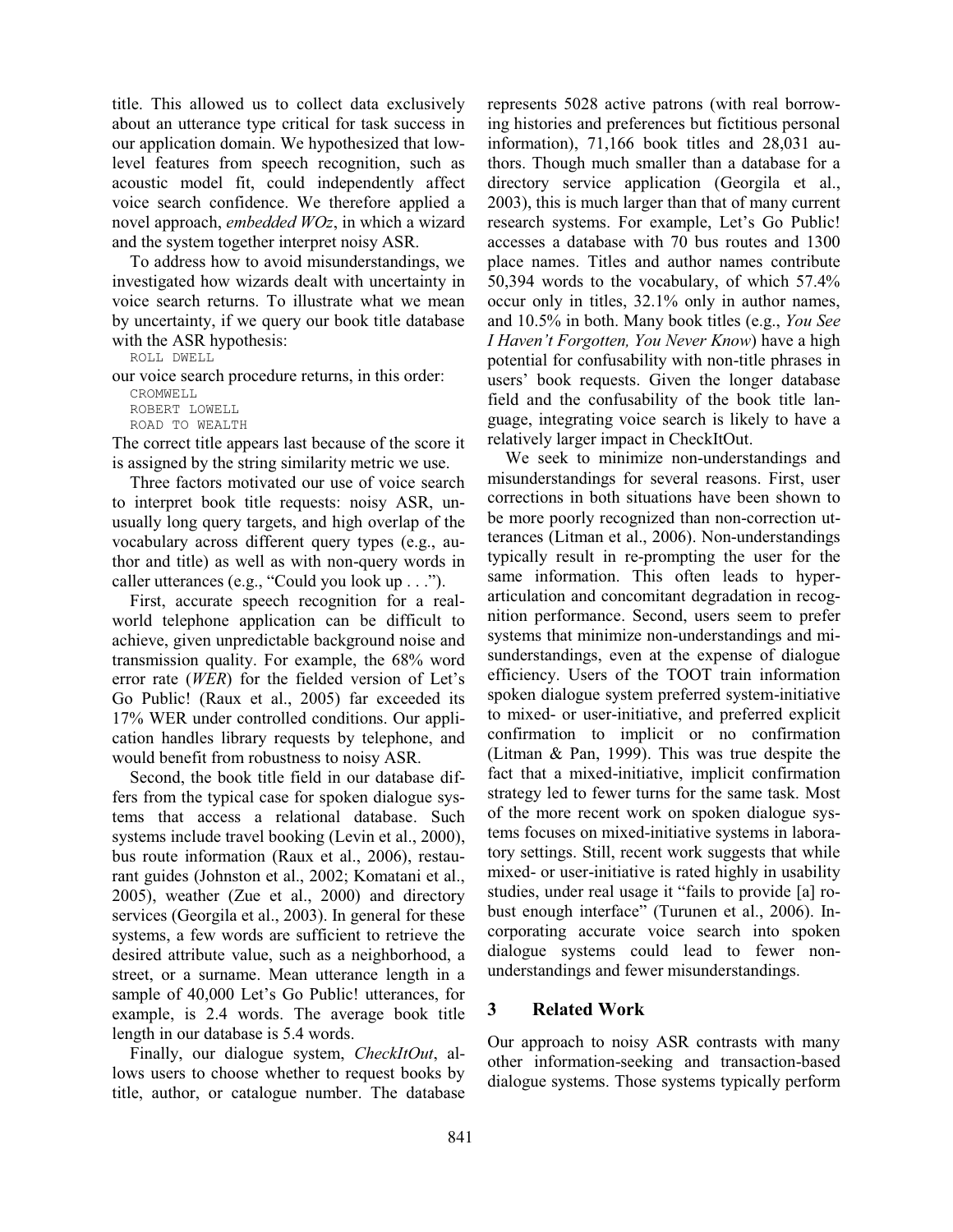title. This allowed us to collect data exclusively about an utterance type critical for task success in our application domain. We hypothesized that low-level features from speech recognition, such as acoustic model fit, could independently affect voice search confidence. We therefore applied a novel approach, *embedded WOz*, in which a wizard and the system together interpret noisy ASR.

To address how to avoid misunderstandings, we investigated how wizards dealt with uncertainty in voice search returns. To illustrate what we mean by uncertainty, if we query our book title database with the ASR hypothesis:

```
ROLL DWELL
```

our voice search procedure returns, in this order:

```
CROMWELL
ROBERT LOWELL
ROAD TO WEALTH
```

The correct title appears last because of the score it is assigned by the string similarity metric we use.

Three factors motivated our use of voice search to interpret book title requests: noisy ASR, unusually long query targets, and high overlap of the vocabulary across different query types (e.g., author and title) as well as with non-query words in caller utterances (e.g., "Could you look up . . .").

First, accurate speech recognition for a real-world telephone application can be difficult to achieve, given unpredictable background noise and transmission quality. For example, the 68% word error rate (*WER*) for the fielded version of Let's Go Public! (Raux et al., 2005) far exceeded its 17% WER under controlled conditions. Our application handles library requests by telephone, and would benefit from robustness to noisy ASR.

Second, the book title field in our database differs from the typical case for spoken dialogue systems that access a relational database. Such systems include travel booking (Levin et al., 2000), bus route information (Raux et al., 2006), restaurant guides (Johnston et al., 2002; Komatani et al., 2005), weather (Zue et al., 2000) and directory services (Georgila et al., 2003). In general for these systems, a few words are sufficient to retrieve the desired attribute value, such as a neighborhood, a street, or a surname. Mean utterance length in a sample of 40,000 Let's Go Public! utterances, for example, is 2.4 words. The average book title length in our database is 5.4 words.

Finally, our dialogue system, *CheckItOut*, allows users to choose whether to request books by title, author, or catalogue number. The database represents 5028 active patrons (with real borrowing histories and preferences but fictitious personal information), 71,166 book titles and 28,031 authors. Though much smaller than a database for a directory service application (Georgila et al., 2003), this is much larger than that of many current research systems. For example, Let's Go Public! accesses a database with 70 bus routes and 1300 place names. Titles and author names contribute 50,394 words to the vocabulary, of which 57.4% occur only in titles, 32.1% only in author names, and 10.5% in both. Many book titles (e.g., *You See I Haven't Forgotten, You Never Know*) have a high potential for confusability with non-title phrases in users' book requests. Given the longer database field and the confusability of the book title language, integrating voice search is likely to have a relatively larger impact in CheckItOut.

We seek to minimize non-understandings and misunderstandings for several reasons. First, user corrections in both situations have been shown to be more poorly recognized than non-correction utterances (Litman et al., 2006). Non-understandings typically result in re-prompting the user for the same information. This often leads to hyper-articulation and concomitant degradation in recognition performance. Second, users seem to prefer systems that minimize non-understandings and misunderstandings, even at the expense of dialogue efficiency. Users of the TOOT train information spoken dialogue system preferred system-initiative to mixed- or user-initiative, and preferred explicit confirmation to implicit or no confirmation (Litman & Pan, 1999). This was true despite the fact that a mixed-initiative, implicit confirmation strategy led to fewer turns for the same task. Most of the more recent work on spoken dialogue systems focuses on mixed-initiative systems in laboratory settings. Still, recent work suggests that while mixed- or user-initiative is rated highly in usability studies, under real usage it "fails to provide [a] robust enough interface" (Turunen et al., 2006). Incorporating accurate voice search into spoken dialogue systems could lead to fewer non-understandings and fewer misunderstandings.

## 3 Related Work

Our approach to noisy ASR contrasts with many other information-seeking and transaction-based dialogue systems. Those systems typically perform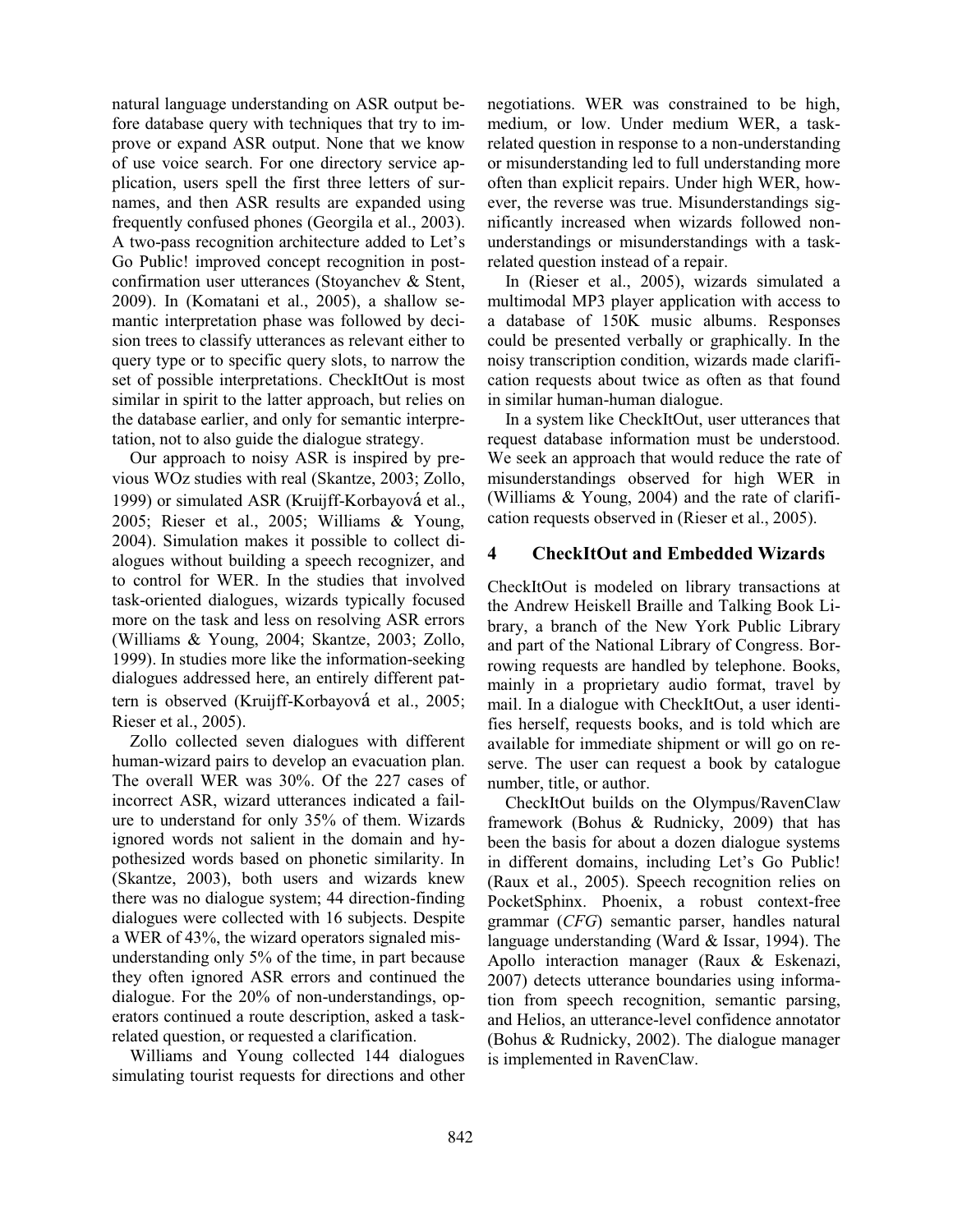natural language understanding on ASR output before database query with techniques that try to improve or expand ASR output. None that we know of use voice search. For one directory service application, users spell the first three letters of surnames, and then ASR results are expanded using frequently confused phones (Georgila et al., 2003). A two-pass recognition architecture added to Let's Go Public! improved concept recognition in post-confirmation user utterances (Stoyanchev & Stent, 2009). In (Komatani et al., 2005), a shallow semantic interpretation phase was followed by decision trees to classify utterances as relevant either to query type or to specific query slots, to narrow the set of possible interpretations. CheckItOut is most similar in spirit to the latter approach, but relies on the database earlier, and only for semantic interpretation, not to also guide the dialogue strategy.

Our approach to noisy ASR is inspired by previous WOz studies with real (Skantze, 2003; Zollo, 1999) or simulated ASR (Kruijff-Korbayová et al., 2005; Rieser et al., 2005; Williams & Young, 2004). Simulation makes it possible to collect dialogues without building a speech recognizer, and to control for WER. In the studies that involved task-oriented dialogues, wizards typically focused more on the task and less on resolving ASR errors (Williams & Young, 2004; Skantze, 2003; Zollo, 1999). In studies more like the information-seeking dialogues addressed here, an entirely different pattern is observed (Kruijff-Korbayová et al., 2005; Rieser et al., 2005).

Zollo collected seven dialogues with different human-wizard pairs to develop an evacuation plan. The overall WER was 30%. Of the 227 cases of incorrect ASR, wizard utterances indicated a failure to understand for only 35% of them. Wizards ignored words not salient in the domain and hypothesized words based on phonetic similarity. In (Skantze, 2003), both users and wizards knew there was no dialogue system; 44 direction-finding dialogues were collected with 16 subjects. Despite a WER of 43%, the wizard operators signaled misunderstanding only 5% of the time, in part because they often ignored ASR errors and continued the dialogue. For the 20% of non-understandings, operators continued a route description, asked a task-related question, or requested a clarification.

Williams and Young collected 144 dialogues simulating tourist requests for directions and other negotiations. WER was constrained to be high, medium, or low. Under medium WER, a task-related question in response to a non-understanding or misunderstanding led to full understanding more often than explicit repairs. Under high WER, however, the reverse was true. Misunderstandings significantly increased when wizards followed non-understandings or misunderstandings with a task-related question instead of a repair.

In (Rieser et al., 2005), wizards simulated a multimodal MP3 player application with access to a database of 150K music albums. Responses could be presented verbally or graphically. In the noisy transcription condition, wizards made clarification requests about twice as often as that found in similar human-human dialogue.

In a system like CheckItOut, user utterances that request database information must be understood. We seek an approach that would reduce the rate of misunderstandings observed for high WER in (Williams & Young, 2004) and the rate of clarification requests observed in (Rieser et al., 2005).

## 4 CheckItOut and Embedded Wizards

CheckItOut is modeled on library transactions at the Andrew Heiskell Braille and Talking Book Library, a branch of the New York Public Library and part of the National Library of Congress. Borrowing requests are handled by telephone. Books, mainly in a proprietary audio format, travel by mail. In a dialogue with CheckItOut, a user identifies herself, requests books, and is told which are available for immediate shipment or will go on reserve. The user can request a book by catalogue number, title, or author.

CheckItOut builds on the Olympus/RavenClaw framework (Bohus & Rudnicky, 2009) that has been the basis for about a dozen dialogue systems in different domains, including Let's Go Public! (Raux et al., 2005). Speech recognition relies on PocketSphinx. Phoenix, a robust context-free grammar (*CFG*) semantic parser, handles natural language understanding (Ward & Issar, 1994). The Apollo interaction manager (Raux & Eskenazi, 2007) detects utterance boundaries using information from speech recognition, semantic parsing, and Helios, an utterance-level confidence annotator (Bohus & Rudnicky, 2002). The dialogue manager is implemented in RavenClaw.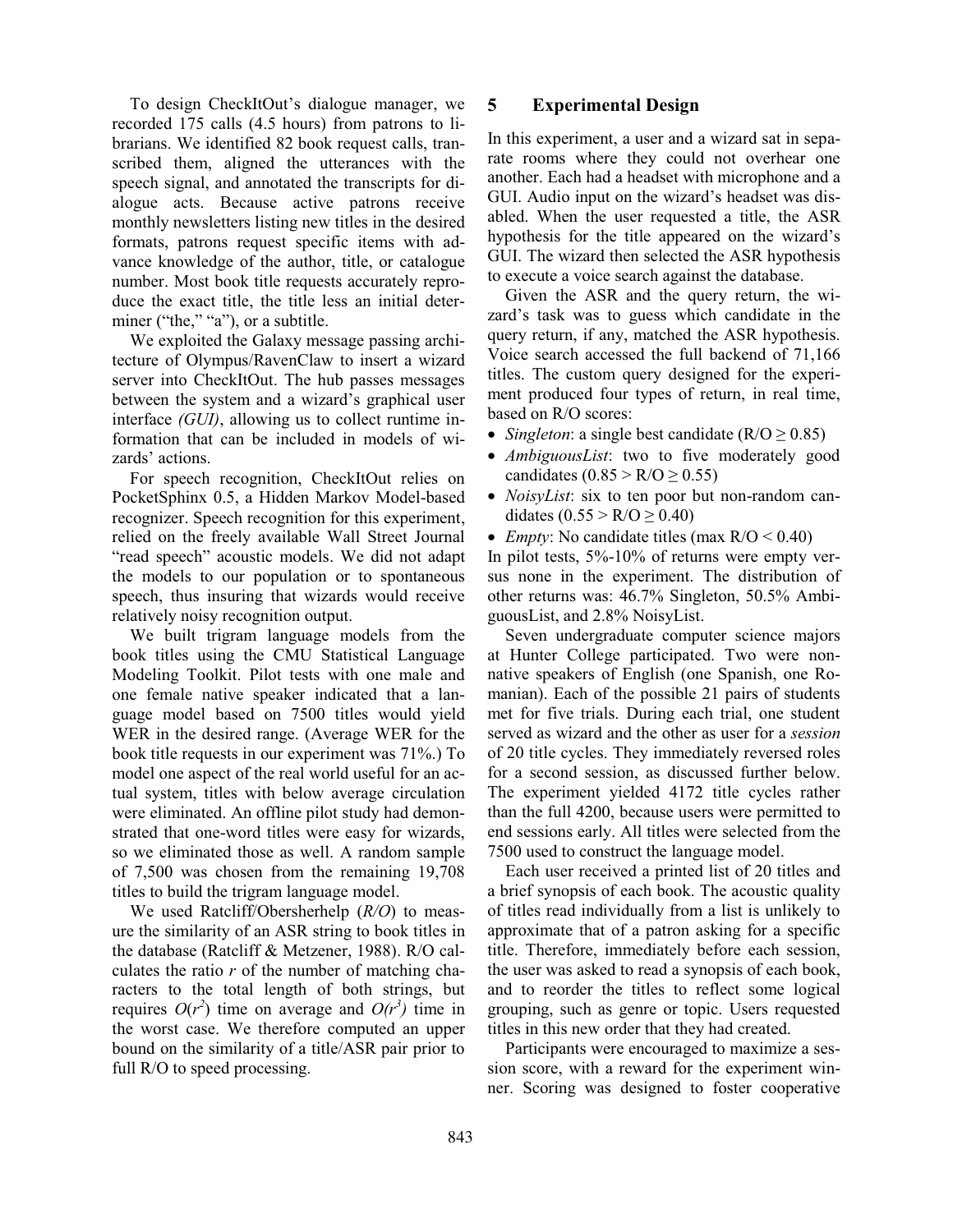To design CheckItOut's dialogue manager, we recorded 175 calls (4.5 hours) from patrons to librarians. We identified 82 book request calls, transcribed them, aligned the utterances with the speech signal, and annotated the transcripts for dialogue acts. Because active patrons receive monthly newsletters listing new titles in the desired formats, patrons request specific items with advance knowledge of the author, title, or catalogue number. Most book title requests accurately reproduce the exact title, the title less an initial determiner ("the," "a"), or a subtitle.

We exploited the Galaxy message passing architecture of Olympus/RavenClaw to insert a wizard server into CheckItOut. The hub passes messages between the system and a wizard's graphical user interface *(GUI)*, allowing us to collect runtime information that can be included in models of wizards' actions.

For speech recognition, CheckItOut relies on PocketSphinx 0.5, a Hidden Markov Model-based recognizer. Speech recognition for this experiment, relied on the freely available Wall Street Journal "read speech" acoustic models. We did not adapt the models to our population or to spontaneous speech, thus insuring that wizards would receive relatively noisy recognition output.

We built trigram language models from the book titles using the CMU Statistical Language Modeling Toolkit. Pilot tests with one male and one female native speaker indicated that a language model based on 7500 titles would yield WER in the desired range. (Average WER for the book title requests in our experiment was 71%.) To model one aspect of the real world useful for an actual system, titles with below average circulation were eliminated. An offline pilot study had demonstrated that one-word titles were easy for wizards, so we eliminated those as well. A random sample of 7,500 was chosen from the remaining 19,708 titles to build the trigram language model.

We used Ratcliff/Obersherhelp (*R/O*) to measure the similarity of an ASR string to book titles in the database (Ratcliff & Metzener, 1988). R/O calculates the ratio *r* of the number of matching characters to the total length of both strings, but requires $O(r^2)$ time on average and $O(r^3)$ time in the worst case. We therefore computed an upper bound on the similarity of a title/ASR pair prior to full R/O to speed processing.

## 5 Experimental Design

In this experiment, a user and a wizard sat in separate rooms where they could not overhear one another. Each had a headset with microphone and a GUI. Audio input on the wizard's headset was disabled. When the user requested a title, the ASR hypothesis for the title appeared on the wizard's GUI. The wizard then selected the ASR hypothesis to execute a voice search against the database.

Given the ASR and the query return, the wizard's task was to guess which candidate in the query return, if any, matched the ASR hypothesis. Voice search accessed the full backend of 71,166 titles. The custom query designed for the experiment produced four types of return, in real time, based on R/O scores:

- *Singleton*: a single best candidate (R/O $\geq$ 0.85)
- *AmbiguousList*: two to five moderately good candidates (0.85 > R/O $\geq$ 0.55)
- *NoisyList*: six to ten poor but non-random candidates (0.55 > R/O $\geq$ 0.40)
- *Empty*: No candidate titles (max R/O < 0.40)

In pilot tests, 5%-10% of returns were empty versus none in the experiment. The distribution of other returns was: 46.7% Singleton, 50.5% AmbiguousList, and 2.8% NoisyList.

Seven undergraduate computer science majors at Hunter College participated. Two were nonnative speakers of English (one Spanish, one Romanian). Each of the possible 21 pairs of students met for five trials. During each trial, one student served as wizard and the other as user for a *session* of 20 title cycles. They immediately reversed roles for a second session, as discussed further below. The experiment yielded 4172 title cycles rather than the full 4200, because users were permitted to end sessions early. All titles were selected from the 7500 used to construct the language model.

Each user received a printed list of 20 titles and a brief synopsis of each book. The acoustic quality of titles read individually from a list is unlikely to approximate that of a patron asking for a specific title. Therefore, immediately before each session, the user was asked to read a synopsis of each book, and to reorder the titles to reflect some logical grouping, such as genre or topic. Users requested titles in this new order that they had created.

Participants were encouraged to maximize a session score, with a reward for the experiment winner. Scoring was designed to foster cooperative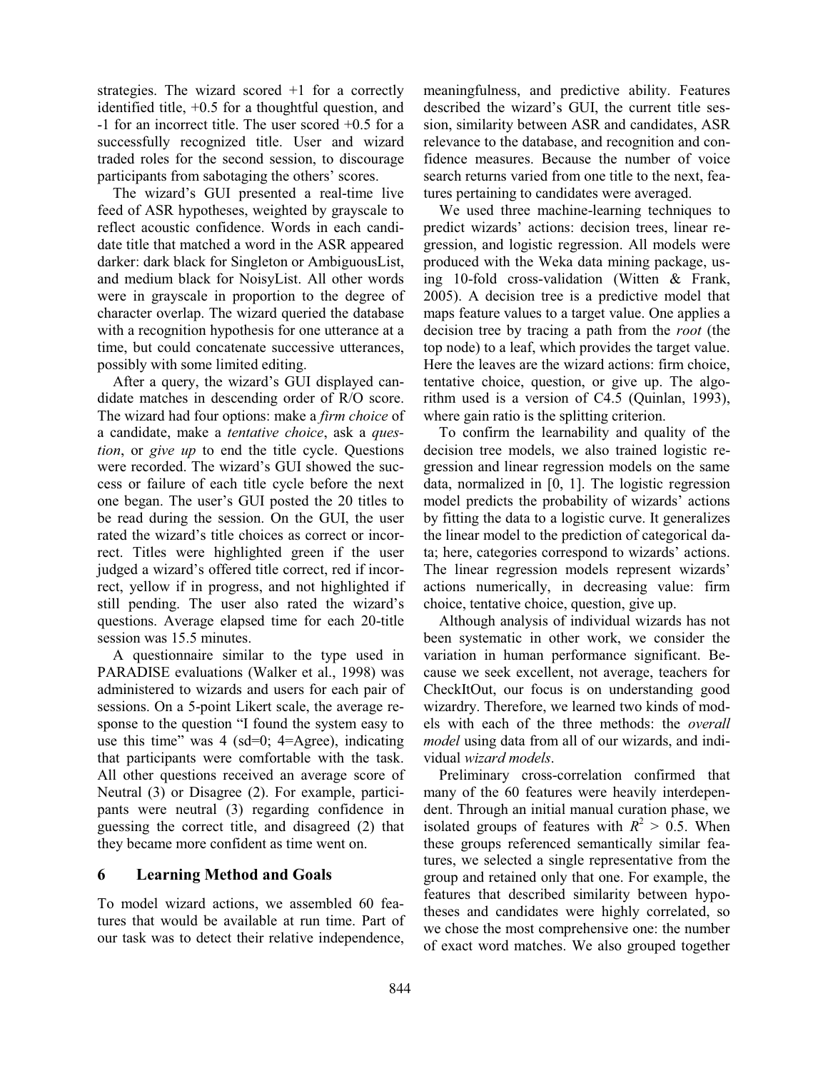strategies. The wizard scored +1 for a correctly identified title, +0.5 for a thoughtful question, and -1 for an incorrect title. The user scored +0.5 for a successfully recognized title. User and wizard traded roles for the second session, to discourage participants from sabotaging the others' scores.

The wizard's GUI presented a real-time live feed of ASR hypotheses, weighted by grayscale to reflect acoustic confidence. Words in each candidate title that matched a word in the ASR appeared darker: dark black for Singleton or AmbiguousList, and medium black for NoisyList. All other words were in grayscale in proportion to the degree of character overlap. The wizard queried the database with a recognition hypothesis for one utterance at a time, but could concatenate successive utterances, possibly with some limited editing.

After a query, the wizard's GUI displayed candidate matches in descending order of R/O score. The wizard had four options: make a *firm choice* of a candidate, make a *tentative choice*, ask a *question*, or *give up* to end the title cycle. Questions were recorded. The wizard's GUI showed the success or failure of each title cycle before the next one began. The user's GUI posted the 20 titles to be read during the session. On the GUI, the user rated the wizard's title choices as correct or incorrect. Titles were highlighted green if the user judged a wizard's offered title correct, red if incorrect, yellow if in progress, and not highlighted if still pending. The user also rated the wizard's questions. Average elapsed time for each 20-title session was 15.5 minutes.

A questionnaire similar to the type used in PARADISE evaluations (Walker et al., 1998) was administered to wizards and users for each pair of sessions. On a 5-point Likert scale, the average response to the question "I found the system easy to use this time" was 4 (sd=0; 4=Agree), indicating that participants were comfortable with the task. All other questions received an average score of Neutral (3) or Disagree (2). For example, participants were neutral (3) regarding confidence in guessing the correct title, and disagreed (2) that they became more confident as time went on.

## 6 Learning Method and Goals

To model wizard actions, we assembled 60 features that would be available at run time. Part of our task was to detect their relative independence, meaningfulness, and predictive ability. Features described the wizard's GUI, the current title session, similarity between ASR and candidates, ASR relevance to the database, and recognition and confidence measures. Because the number of voice search returns varied from one title to the next, features pertaining to candidates were averaged.

We used three machine-learning techniques to predict wizards' actions: decision trees, linear regression, and logistic regression. All models were produced with the Weka data mining package, using 10-fold cross-validation (Witten & Frank, 2005). A decision tree is a predictive model that maps feature values to a target value. One applies a decision tree by tracing a path from the *root* (the top node) to a leaf, which provides the target value. Here the leaves are the wizard actions: firm choice, tentative choice, question, or give up. The algorithm used is a version of C4.5 (Quinlan, 1993), where gain ratio is the splitting criterion.

To confirm the learnability and quality of the decision tree models, we also trained logistic regression and linear regression models on the same data, normalized in [0, 1]. The logistic regression model predicts the probability of wizards' actions by fitting the data to a logistic curve. It generalizes the linear model to the prediction of categorical data; here, categories correspond to wizards' actions. The linear regression models represent wizards' actions numerically, in decreasing value: firm choice, tentative choice, question, give up.

Although analysis of individual wizards has not been systematic in other work, we consider the variation in human performance significant. Because we seek excellent, not average, teachers for CheckItOut, our focus is on understanding good wizardry. Therefore, we learned two kinds of models with each of the three methods: the *overall model* using data from all of our wizards, and individual *wizard models*.

Preliminary cross-correlation confirmed that many of the 60 features were heavily interdependent. Through an initial manual curation phase, we isolated groups of features with $R^2 > 0.5$. When these groups referenced semantically similar features, we selected a single representative from the group and retained only that one. For example, the features that described similarity between hypotheses and candidates were highly correlated, so we chose the most comprehensive one: the number of exact word matches. We also grouped together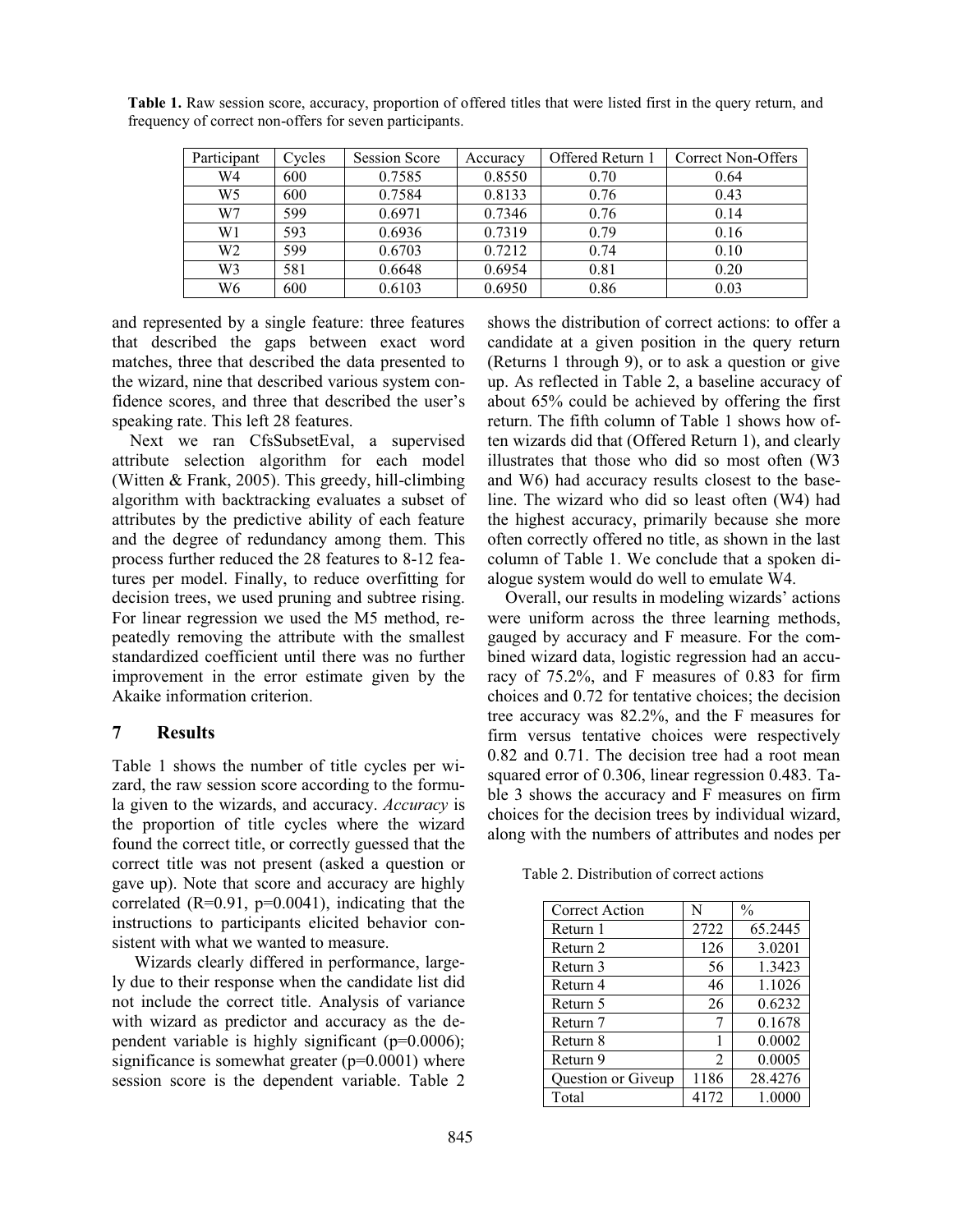**Table 1.** Raw session score, accuracy, proportion of offered titles that were listed first in the query return, and frequency of correct non-offers for seven participants.

| Participant | Cycles | Session Score | Accuracy | Offered Return 1 | Correct Non-Offers |
|---|---|---|---|---|---|
| W4 | 600 | 0.7585 | 0.8550 | 0.70 | 0.64 |
| W5 | 600 | 0.7584 | 0.8133 | 0.76 | 0.43 |
| W7 | 599 | 0.6971 | 0.7346 | 0.76 | 0.14 |
| W1 | 593 | 0.6936 | 0.7319 | 0.79 | 0.16 |
| W2 | 599 | 0.6703 | 0.7212 | 0.74 | 0.10 |
| W3 | 581 | 0.6648 | 0.6954 | 0.81 | 0.20 |
| W6 | 600 | 0.6103 | 0.6950 | 0.86 | 0.03 |

and represented by a single feature: three features that described the gaps between exact word matches, three that described the data presented to the wizard, nine that described various system confidence scores, and three that described the user's speaking rate. This left 28 features.

Next we ran CfsSubsetEval, a supervised attribute selection algorithm for each model (Witten & Frank, 2005). This greedy, hill-climbing algorithm with backtracking evaluates a subset of attributes by the predictive ability of each feature and the degree of redundancy among them. This process further reduced the 28 features to 8-12 features per model. Finally, to reduce overfitting for decision trees, we used pruning and subtree rising. For linear regression we used the M5 method, repeatedly removing the attribute with the smallest standardized coefficient until there was no further improvement in the error estimate given by the Akaike information criterion.

## 7 Results

Table 1 shows the number of title cycles per wizard, the raw session score according to the formula given to the wizards, and accuracy. *Accuracy* is the proportion of title cycles where the wizard found the correct title, or correctly guessed that the correct title was not present (asked a question or gave up). Note that score and accuracy are highly correlated ($R=0.91$, $p=0.0041$), indicating that the instructions to participants elicited behavior consistent with what we wanted to measure.

Wizards clearly differed in performance, largely due to their response when the candidate list did not include the correct title. Analysis of variance with wizard as predictor and accuracy as the dependent variable is highly significant ($p=0.0006$); significance is somewhat greater ($p=0.0001$) where session score is the dependent variable. Table 2 shows the distribution of correct actions: to offer a candidate at a given position in the query return (Returns 1 through 9), or to ask a question or give up. As reflected in Table 2, a baseline accuracy of about 65% could be achieved by offering the first return. The fifth column of Table 1 shows how often wizards did that (Offered Return 1), and clearly illustrates that those who did so most often (W3 and W6) had accuracy results closest to the baseline. The wizard who did so least often (W4) had the highest accuracy, primarily because she more often correctly offered no title, as shown in the last column of Table 1. We conclude that a spoken dialogue system would do well to emulate W4.

Overall, our results in modeling wizards' actions were uniform across the three learning methods, gauged by accuracy and F measure. For the combined wizard data, logistic regression had an accuracy of 75.2%, and F measures of 0.83 for firm choices and 0.72 for tentative choices; the decision tree accuracy was 82.2%, and the F measures for firm versus tentative choices were respectively 0.82 and 0.71. The decision tree had a root mean squared error of 0.306, linear regression 0.483. Table 3 shows the accuracy and F measures on firm choices for the decision trees by individual wizard, along with the numbers of attributes and nodes per

Table 2. Distribution of correct actions

| Correct Action | N | % |
|---|---|---|
| Return 1 | 2722 | 65.2445 |
| Return 2 | 126 | 3.0201 |
| Return 3 | 56 | 1.3423 |
| Return 4 | 46 | 1.1026 |
| Return 5 | 26 | 0.6232 |
| Return 7 | 7 | 0.1678 |
| Return 8 | 1 | 0.0002 |
| Return 9 | 2 | 0.0005 |
| Question or Giveup | 1186 | 28.4276 |
| Total | 4172 | 1.0000 |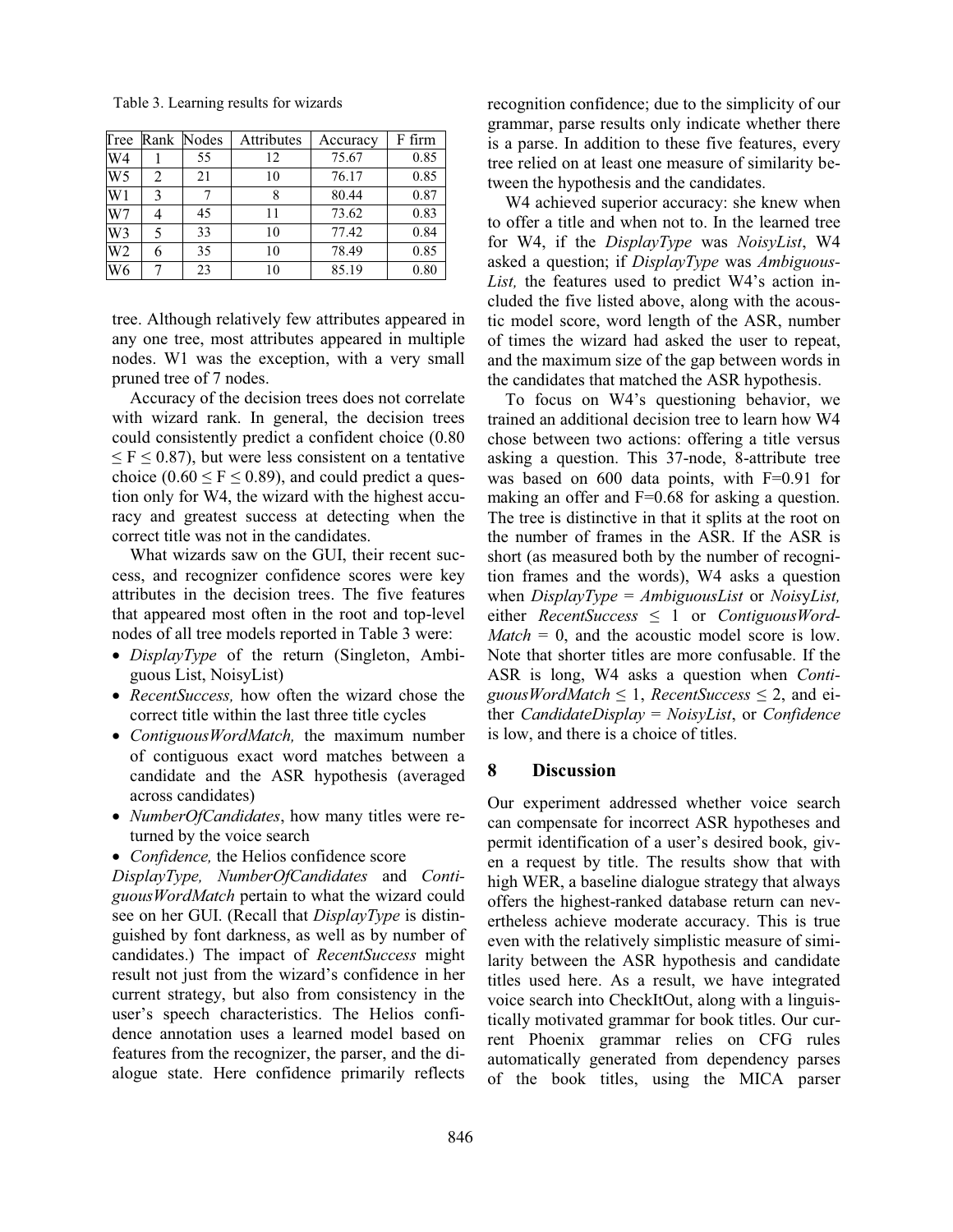Table 3. Learning results for wizards

| Tree | Rank | Nodes | Attributes | Accuracy | F firm |
|---|---|---|---|---|---|
| W4 | 1 | 55 | 12 | 75.67 | 0.85 |
| W5 | 2 | 21 | 10 | 76.17 | 0.85 |
| W1 | 3 | 7 | 8 | 80.44 | 0.87 |
| W7 | 4 | 45 | 11 | 73.62 | 0.83 |
| W3 | 5 | 33 | 10 | 77.42 | 0.84 |
| W2 | 6 | 35 | 10 | 78.49 | 0.85 |
| W6 | 7 | 23 | 10 | 85.19 | 0.80 |

tree. Although relatively few attributes appeared in any one tree, most attributes appeared in multiple nodes. W1 was the exception, with a very small pruned tree of 7 nodes.

Accuracy of the decision trees does not correlate with wizard rank. In general, the decision trees could consistently predict a confident choice ($0.80 \leq F \leq 0.87$), but were less consistent on a tentative choice ($0.60 \leq F \leq 0.89$), and could predict a question only for W4, the wizard with the highest accuracy and greatest success at detecting when the correct title was not in the candidates.

What wizards saw on the GUI, their recent success, and recognizer confidence scores were key attributes in the decision trees. The five features that appeared most often in the root and top-level nodes of all tree models reported in Table 3 were:

- *DisplayType* of the return (Singleton, Ambiguous List, NoisyList)
- *RecentSuccess,* how often the wizard chose the correct title within the last three title cycles
- *ContiguousWordMatch,* the maximum number of contiguous exact word matches between a candidate and the ASR hypothesis (averaged across candidates)
- *NumberOfCandidates*, how many titles were returned by the voice search
- *Confidence,* the Helios confidence score

*DisplayType, NumberOfCandidates* and *ContiguousWordMatch* pertain to what the wizard could see on her GUI. (Recall that *DisplayType* is distinguished by font darkness, as well as by number of candidates.) The impact of *RecentSuccess* might result not just from the wizard's confidence in her current strategy, but also from consistency in the user's speech characteristics. The Helios confidence annotation uses a learned model based on features from the recognizer, the parser, and the dialogue state. Here confidence primarily reflects recognition confidence; due to the simplicity of our grammar, parse results only indicate whether there is a parse. In addition to these five features, every tree relied on at least one measure of similarity between the hypothesis and the candidates.

W4 achieved superior accuracy: she knew when to offer a title and when not to. In the learned tree for W4, if the *DisplayType* was *NoisyList*, W4 asked a question; if *DisplayType* was *AmbiguousList,* the features used to predict W4's action included the five listed above, along with the acoustic model score, word length of the ASR, number of times the wizard had asked the user to repeat, and the maximum size of the gap between words in the candidates that matched the ASR hypothesis.

To focus on W4's questioning behavior, we trained an additional decision tree to learn how W4 chose between two actions: offering a title versus asking a question. This 37-node, 8-attribute tree was based on 600 data points, with F=0.91 for making an offer and F=0.68 for asking a question. The tree is distinctive in that it splits at the root on the number of frames in the ASR. If the ASR is short (as measured both by the number of recognition frames and the words), W4 asks a question when *DisplayType* = *AmbiguousList* or *NoisyList,* either *RecentSuccess* $\leq$ 1 or *ContiguousWordMatch* = 0, and the acoustic model score is low. Note that shorter titles are more confusable. If the ASR is long, W4 asks a question when *ContiguousWordMatch* $\leq$ 1, *RecentSuccess* $\leq$ 2, and either *CandidateDisplay* = *NoisyList*, or *Confidence* is low, and there is a choice of titles.

## 8 Discussion

Our experiment addressed whether voice search can compensate for incorrect ASR hypotheses and permit identification of a user's desired book, given a request by title. The results show that with high WER, a baseline dialogue strategy that always offers the highest-ranked database return can nevertheless achieve moderate accuracy. This is true even with the relatively simplistic measure of similarity between the ASR hypothesis and candidate titles used here. As a result, we have integrated voice search into CheckItOut, along with a linguistically motivated grammar for book titles. Our current Phoenix grammar relies on CFG rules automatically generated from dependency parses of the book titles, using the MICA parser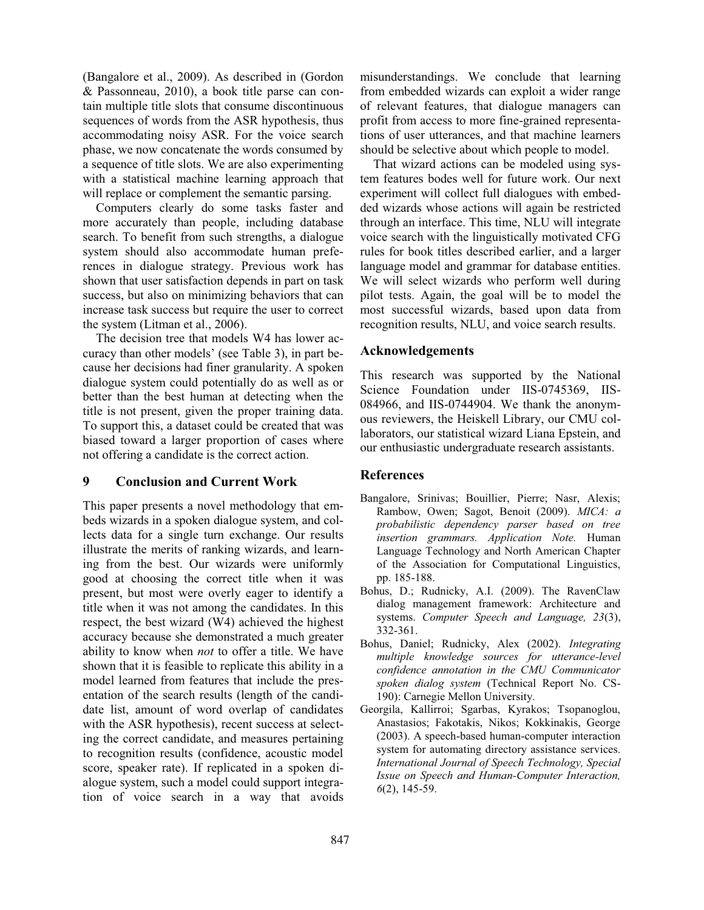(Bangalore et al., 2009). As described in (Gordon & Passonneau, 2010), a book title parse can contain multiple title slots that consume discontinuous sequences of words from the ASR hypothesis, thus accommodating noisy ASR. For the voice search phase, we now concatenate the words consumed by a sequence of title slots. We are also experimenting with a statistical machine learning approach that will replace or complement the semantic parsing.

Computers clearly do some tasks faster and more accurately than people, including database search. To benefit from such strengths, a dialogue system should also accommodate human preferences in dialogue strategy. Previous work has shown that user satisfaction depends in part on task success, but also on minimizing behaviors that can increase task success but require the user to correct the system (Litman et al., 2006).

The decision tree that models W4 has lower accuracy than other models' (see Table 3), in part because her decisions had finer granularity. A spoken dialogue system could potentially do as well as or better than the best human at detecting when the title is not present, given the proper training data. To support this, a dataset could be created that was biased toward a larger proportion of cases where not offering a candidate is the correct action.

## 9 Conclusion and Current Work

This paper presents a novel methodology that embeds wizards in a spoken dialogue system, and collects data for a single turn exchange. Our results illustrate the merits of ranking wizards, and learning from the best. Our wizards were uniformly good at choosing the correct title when it was present, but most were overly eager to identify a title when it was not among the candidates. In this respect, the best wizard (W4) achieved the highest accuracy because she demonstrated a much greater ability to know when *not* to offer a title. We have shown that it is feasible to replicate this ability in a model learned from features that include the presentation of the search results (length of the candidate list, amount of word overlap of candidates with the ASR hypothesis), recent success at selecting the correct candidate, and measures pertaining to recognition results (confidence, acoustic model score, speaker rate). If replicated in a spoken dialogue system, such a model could support integration of voice search in a way that avoids misunderstandings. We conclude that learning from embedded wizards can exploit a wider range of relevant features, that dialogue managers can profit from access to more fine-grained representations of user utterances, and that machine learners should be selective about which people to model.

That wizard actions can be modeled using system features bodes well for future work. Our next experiment will collect full dialogues with embedded wizards whose actions will again be restricted through an interface. This time, NLU will integrate voice search with the linguistically motivated CFG rules for book titles described earlier, and a larger language model and grammar for database entities. We will select wizards who perform well during pilot tests. Again, the goal will be to model the most successful wizards, based upon data from recognition results, NLU, and voice search results.

## Acknowledgements

This research was supported by the National Science Foundation under IIS-0745369, IIS-084966, and IIS-0744904. We thank the anonymous reviewers, the Heiskell Library, our CMU collaborators, our statistical wizard Liana Epstein, and our enthusiastic undergraduate research assistants.

## References

Bangalore, Srinivas; Bouillier, Pierre; Nasr, Alexis; Rambow, Owen; Sagot, Benoit (2009). *MICA: a probabilistic dependency parser based on tree insertion grammars. Application Note.* Human Language Technology and North American Chapter of the Association for Computational Linguistics, pp. 185-188.

Bohus, D.; Rudnicky, A.I. (2009). The RavenClaw dialog management framework: Architecture and systems. *Computer Speech and Language, 23*(3), 332-361.

Bohus, Daniel; Rudnicky, Alex (2002). *Integrating multiple knowledge sources for utterance-level confidence annotation in the CMU Communicator spoken dialog system* (Technical Report No. CS-190): Carnegie Mellon University.

Georgila, Kallirroi; Sgarbas, Kyrakos; Tsopanoglou, Anastasios; Fakotakis, Nikos; Kokkinakis, George (2003). A speech-based human-computer interaction system for automating directory assistance services. *International Journal of Speech Technology, Special Issue on Speech and Human-Computer Interaction, 6*(2), 145-59.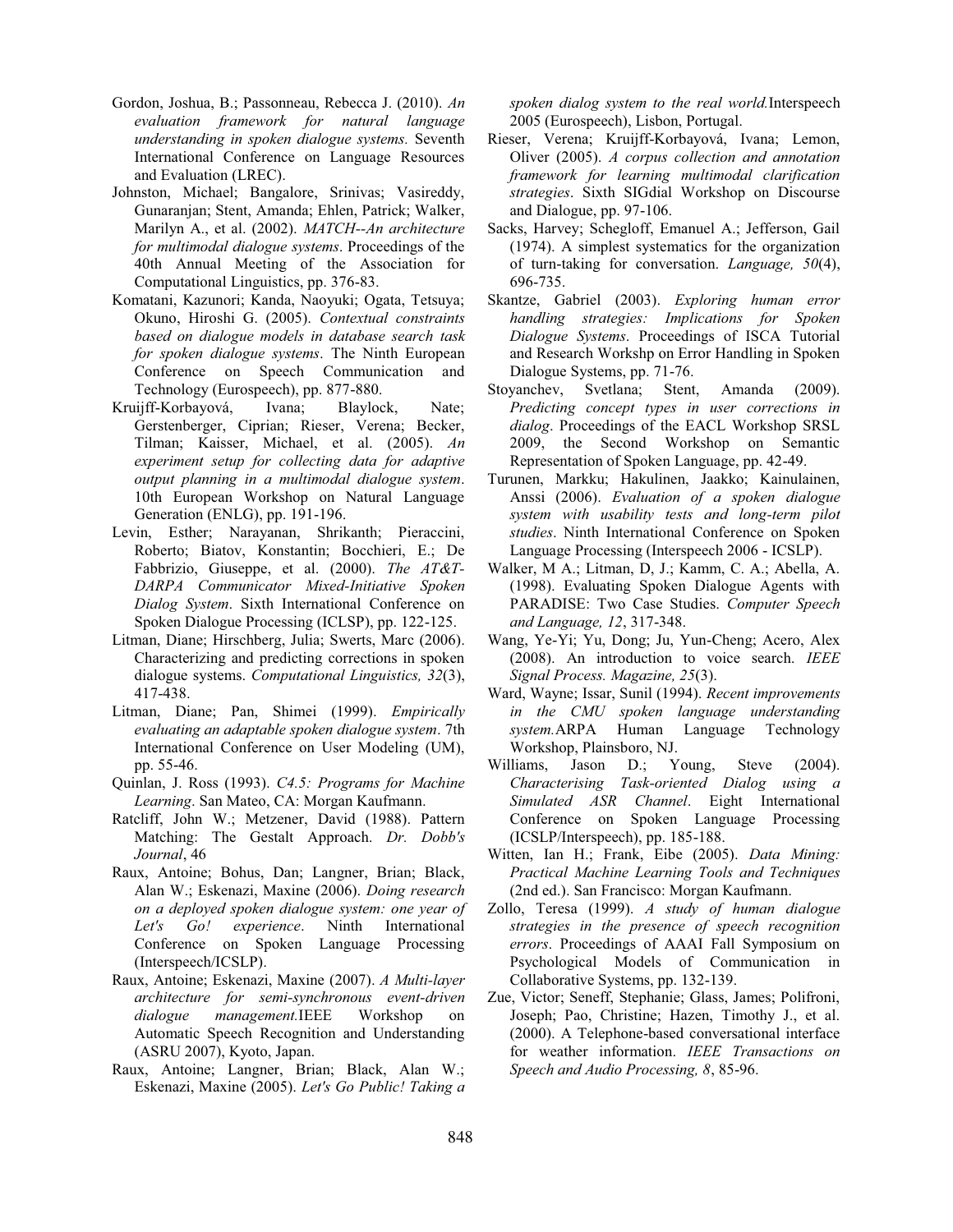Gordon, Joshua, B.; Passonneau, Rebecca J. (2010). *An evaluation framework for natural language understanding in spoken dialogue systems.* Seventh International Conference on Language Resources and Evaluation (LREC).

Johnston, Michael; Bangalore, Srinivas; Vasireddy, Gunaranjan; Stent, Amanda; Ehlen, Patrick; Walker, Marilyn A., et al. (2002). *MATCH--An architecture for multimodal dialogue systems*. Proceedings of the 40th Annual Meeting of the Association for Computational Linguistics, pp. 376-83.

Komatani, Kazunori; Kanda, Naoyuki; Ogata, Tetsuya; Okuno, Hiroshi G. (2005). *Contextual constraints based on dialogue models in database search task for spoken dialogue systems*. The Ninth European Conference on Speech Communication and Technology (Eurospeech), pp. 877-880.

Kruijff-Korbayová, Ivana; Blaylock, Nate; Gerstenberger, Ciprian; Rieser, Verena; Becker, Tilman; Kaisser, Michael, et al. (2005). *An experiment setup for collecting data for adaptive output planning in a multimodal dialogue system*. 10th European Workshop on Natural Language Generation (ENLG), pp. 191-196.

Levin, Esther; Narayanan, Shrikanth; Pieraccini, Roberto; Biatov, Konstantin; Bocchieri, E.; De Fabbrizio, Giuseppe, et al. (2000). *The AT&T-DARPA Communicator Mixed-Initiative Spoken Dialog System*. Sixth International Conference on Spoken Dialogue Processing (ICLSP), pp. 122-125.

Litman, Diane; Hirschberg, Julia; Swerts, Marc (2006). Characterizing and predicting corrections in spoken dialogue systems. *Computational Linguistics, 32*(3), 417-438.

Litman, Diane; Pan, Shimei (1999). *Empirically evaluating an adaptable spoken dialogue system*. 7th International Conference on User Modeling (UM), pp. 55-46.

Quinlan, J. Ross (1993). *C4.5: Programs for Machine Learning*. San Mateo, CA: Morgan Kaufmann.

Ratcliff, John W.; Metzener, David (1988). Pattern Matching: The Gestalt Approach. *Dr. Dobb's Journal*, 46

Raux, Antoine; Bohus, Dan; Langner, Brian; Black, Alan W.; Eskenazi, Maxine (2006). *Doing research on a deployed spoken dialogue system: one year of Let's Go! experience*. Ninth International Conference on Spoken Language Processing (Interspeech/ICSLP).

Raux, Antoine; Eskenazi, Maxine (2007). *A Multi-layer architecture for semi-synchronous event-driven dialogue management.* IEEE Workshop on Automatic Speech Recognition and Understanding (ASRU 2007), Kyoto, Japan.

Raux, Antoine; Langner, Brian; Black, Alan W.; Eskenazi, Maxine (2005). *Let's Go Public! Taking a spoken dialog system to the real world.* Interspeech 2005 (Eurospeech), Lisbon, Portugal.

Rieser, Verena; Kruijff-Korbayová, Ivana; Lemon, Oliver (2005). *A corpus collection and annotation framework for learning multimodal clarification strategies*. Sixth SIGdial Workshop on Discourse and Dialogue, pp. 97-106.

Sacks, Harvey; Schegloff, Emanuel A.; Jefferson, Gail (1974). A simplest systematics for the organization of turn-taking for conversation. *Language, 50*(4), 696-735.

Skantze, Gabriel (2003). *Exploring human error handling strategies: Implications for Spoken Dialogue Systems*. Proceedings of ISCA Tutorial and Research Workshp on Error Handling in Spoken Dialogue Systems, pp. 71-76.

Stoyanchev, Svetlana; Stent, Amanda (2009). *Predicting concept types in user corrections in dialog*. Proceedings of the EACL Workshop SRSL 2009, the Second Workshop on Semantic Representation of Spoken Language, pp. 42-49.

Turunen, Markku; Hakulinen, Jaakko; Kainulainen, Anssi (2006). *Evaluation of a spoken dialogue system with usability tests and long-term pilot studies*. Ninth International Conference on Spoken Language Processing (Interspeech 2006 - ICSLP).

Walker, M A.; Litman, D, J.; Kamm, C. A.; Abella, A. (1998). Evaluating Spoken Dialogue Agents with PARADISE: Two Case Studies. *Computer Speech and Language, 12*, 317-348.

Wang, Ye-Yi; Yu, Dong; Ju, Yun-Cheng; Acero, Alex (2008). An introduction to voice search. *IEEE Signal Process. Magazine, 25*(3).

Ward, Wayne; Issar, Sunil (1994). *Recent improvements in the CMU spoken language understanding system.* ARPA Human Language Technology Workshop, Plainsboro, NJ.

Williams, Jason D.; Young, Steve (2004). *Characterising Task-oriented Dialog using a Simulated ASR Channel*. Eight International Conference on Spoken Language Processing (ICSLP/Interspeech), pp. 185-188.

Witten, Ian H.; Frank, Eibe (2005). *Data Mining: Practical Machine Learning Tools and Techniques* (2nd ed.). San Francisco: Morgan Kaufmann.

Zollo, Teresa (1999). *A study of human dialogue strategies in the presence of speech recognition errors*. Proceedings of AAAI Fall Symposium on Psychological Models of Communication in Collaborative Systems, pp. 132-139.

Zue, Victor; Seneff, Stephanie; Glass, James; Polifroni, Joseph; Pao, Christine; Hazen, Timothy J., et al. (2000). A Telephone-based conversational interface for weather information. *IEEE Transactions on Speech and Audio Processing, 8*, 85-96.